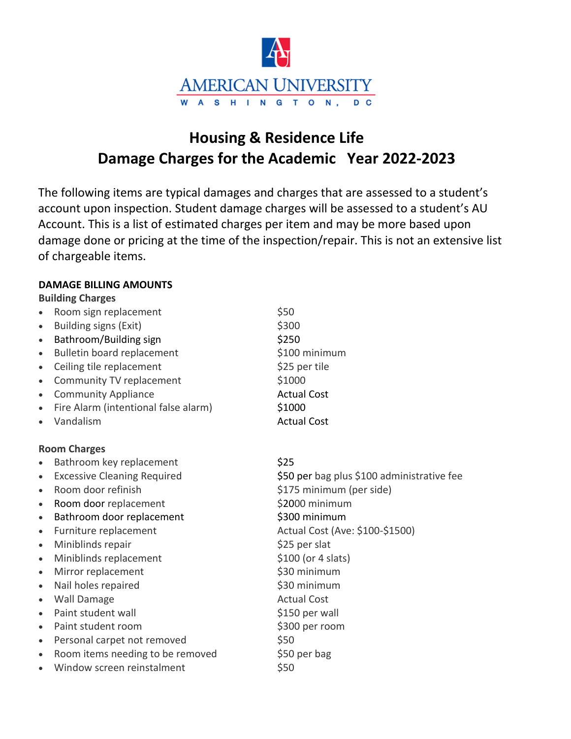AMERICAN UNIVERSITY

WASHINGTON, DC

# Housing & Residence Life
# Damage Charges for the Academic Year 2022-2023

The following items are typical damages and charges that are assessed to a student's account upon inspection. Student damage charges will be assessed to a student's AU Account. This is a list of estimated charges per item and may be more based upon damage done or pricing at the time of the inspection/repair. This is not an extensive list of chargeable items.

**DAMAGE BILLING AMOUNTS**

**Building Charges**

- Room sign replacement — $50
- Building signs (Exit) — $300
- Bathroom/Building sign — $250
- Bulletin board replacement — $100 minimum
- Ceiling tile replacement — $25 per tile
- Community TV replacement — $1000
- Community Appliance — Actual Cost
- Fire Alarm (intentional false alarm) — $1000
- Vandalism — Actual Cost

**Room Charges**

- Bathroom key replacement — $25
- Excessive Cleaning Required — $50 per bag plus $100 administrative fee
- Room door refinish — $175 minimum (per side)
- Room door replacement — $2000 minimum
- Bathroom door replacement — $300 minimum
- Furniture replacement — Actual Cost (Ave: $100-$1500)
- Miniblinds repair — $25 per slat
- Miniblinds replacement — $100 (or 4 slats)
- Mirror replacement — $30 minimum
- Nail holes repaired — $30 minimum
- Wall Damage — Actual Cost
- Paint student wall — $150 per wall
- Paint student room — $300 per room
- Personal carpet not removed — $50
- Room items needing to be removed — $50 per bag
- Window screen reinstalment — $50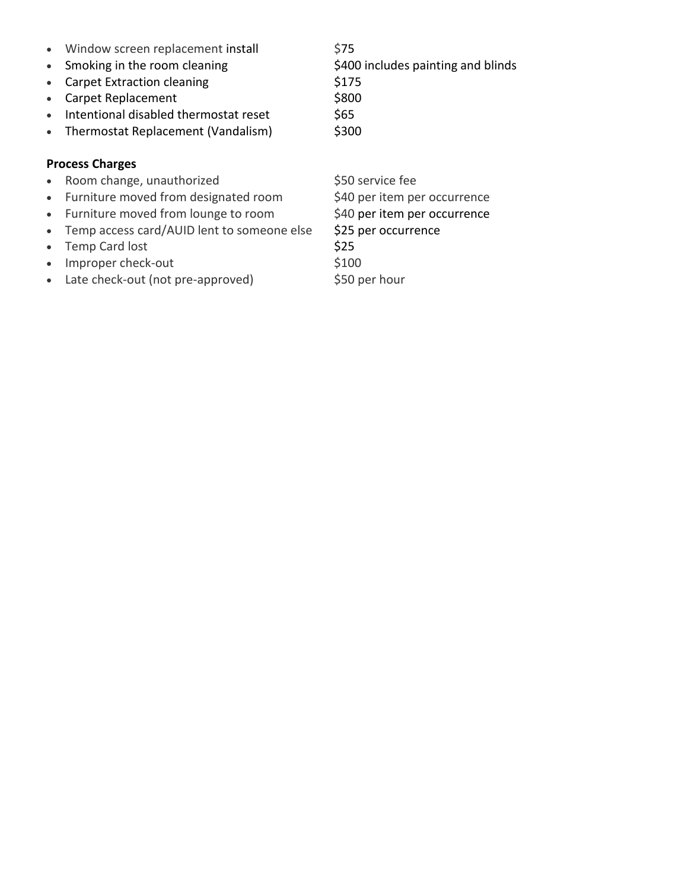- Window screen replacement install	$75
- Smoking in the room cleaning	$400 includes painting and blinds
- Carpet Extraction cleaning	$175
- Carpet Replacement	$800
- Intentional disabled thermostat reset	$65
- Thermostat Replacement (Vandalism)	$300

**Process Charges**

- Room change, unauthorized	$50 service fee
- Furniture moved from designated room	$40 per item per occurrence
- Furniture moved from lounge to room	$40 per item per occurrence
- Temp access card/AUID lent to someone else	$25 per occurrence
- Temp Card lost	$25
- Improper check-out	$100
- Late check-out (not pre-approved)	$50 per hour